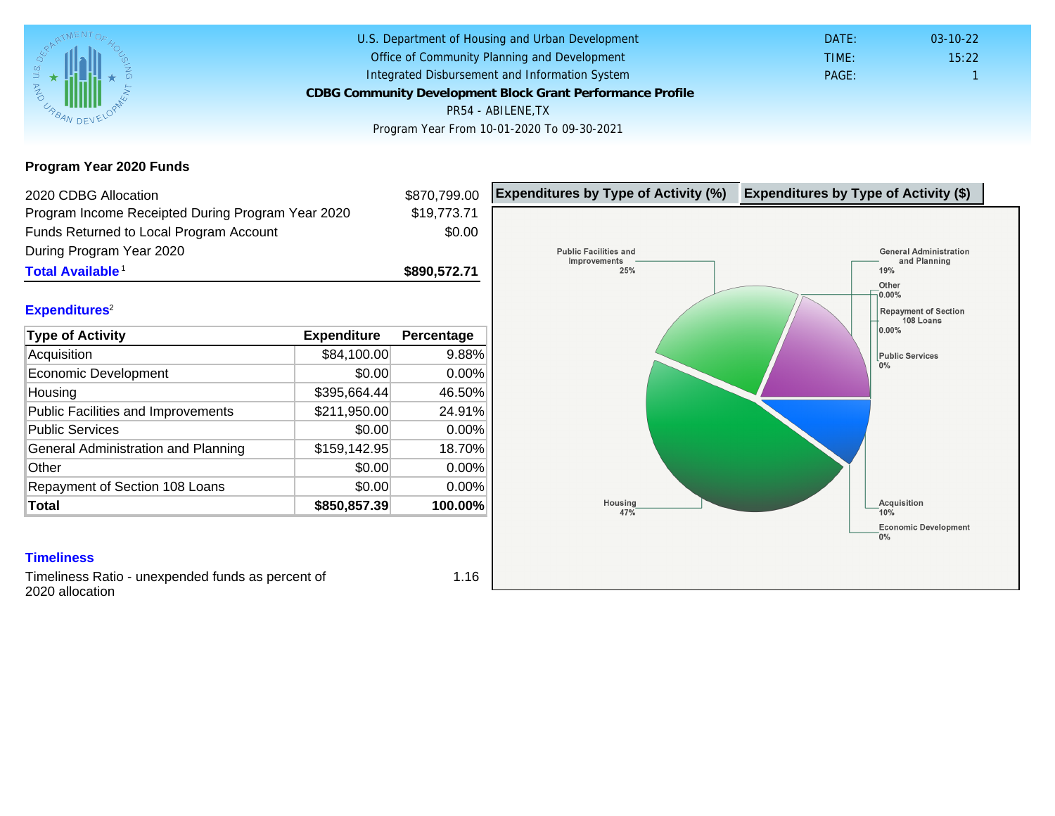U.S. Department of Housing and Urban Development
Office of Community Planning and Development
Integrated Disbursement and Information System

**CDBG Community Development Block Grant Performance Profile**

PR54 - ABILENE,TX

Program Year From 10-01-2020 To 09-30-2021

DATE: 03-10-22
TIME: 15:22
PAGE: 1

## Program Year 2020 Funds

| | |
|---|---|
| 2020 CDBG Allocation | $870,799.00 |
| Program Income Receipted During Program Year 2020 | $19,773.71 |
| Funds Returned to Local Program Account During Program Year 2020 | $0.00 |
| **Total Available** [1] | **$890,572.71** |

## Expenditures[2]

| Type of Activity | Expenditure | Percentage |
|---|---|---|
| Acquisition | $84,100.00 | 9.88% |
| Economic Development | $0.00 | 0.00% |
| Housing | $395,664.44 | 46.50% |
| Public Facilities and Improvements | $211,950.00 | 24.91% |
| Public Services | $0.00 | 0.00% |
| General Administration and Planning | $159,142.95 | 18.70% |
| Other | $0.00 | 0.00% |
| Repayment of Section 108 Loans | $0.00 | 0.00% |
| **Total** | **$850,857.39** | **100.00%** |

**Expenditures by Type of Activity (%)** | **Expenditures by Type of Activity ($)**

Public Facilities and Improvements 25%
General Administration and Planning 19%
Other 0.00%
Repayment of Section 108 Loans 0.00%
Public Services 0%
Housing 47%
Acquisition 10%
Economic Development 0%

## Timeliness

| | |
|---|---|
| Timeliness Ratio - unexpended funds as percent of 2020 allocation | 1.16 |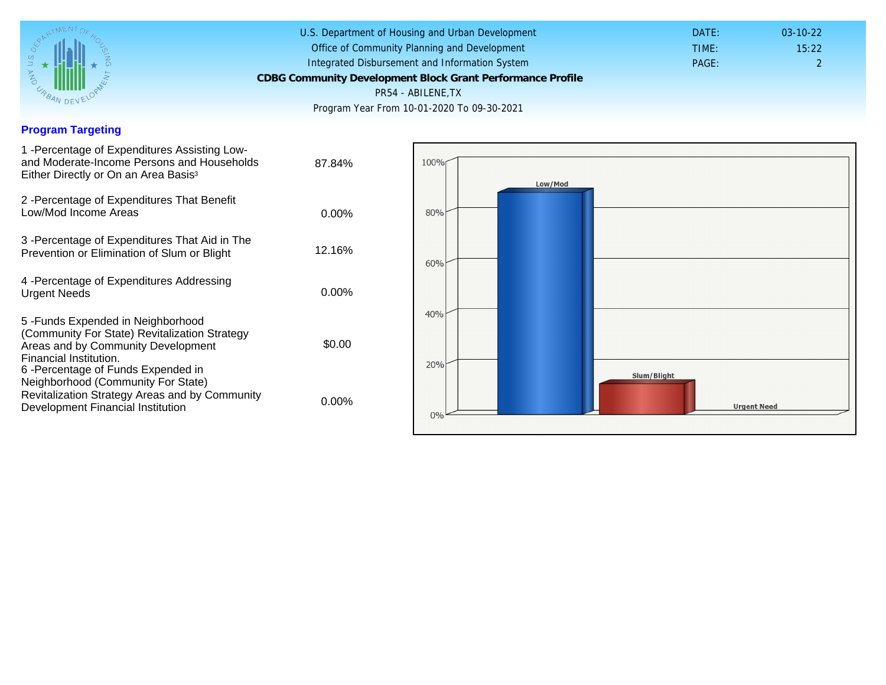U.S. Department of Housing and Urban Development
Office of Community Planning and Development
Integrated Disbursement and Information System
**CDBG Community Development Block Grant Performance Profile**
PR54 - ABILENE,TX
Program Year From 10-01-2020 To 09-30-2021

DATE: 03-10-22
TIME: 15:22
PAGE: 2

## Program Targeting

| | |
|---|---|
| 1 -Percentage of Expenditures Assisting Low- and Moderate-Income Persons and Households Either Directly or On an Area Basis[3] | 87.84% |
| 2 -Percentage of Expenditures That Benefit Low/Mod Income Areas | 0.00% |
| 3 -Percentage of Expenditures That Aid in The Prevention or Elimination of Slum or Blight | 12.16% |
| 4 -Percentage of Expenditures Addressing Urgent Needs | 0.00% |
| 5 -Funds Expended in Neighborhood (Community For State) Revitalization Strategy Areas and by Community Development Financial Institution. | $0.00 |
| 6 -Percentage of Funds Expended in Neighborhood (Community For State) Revitalization Strategy Areas and by Community Development Financial Institution | 0.00% |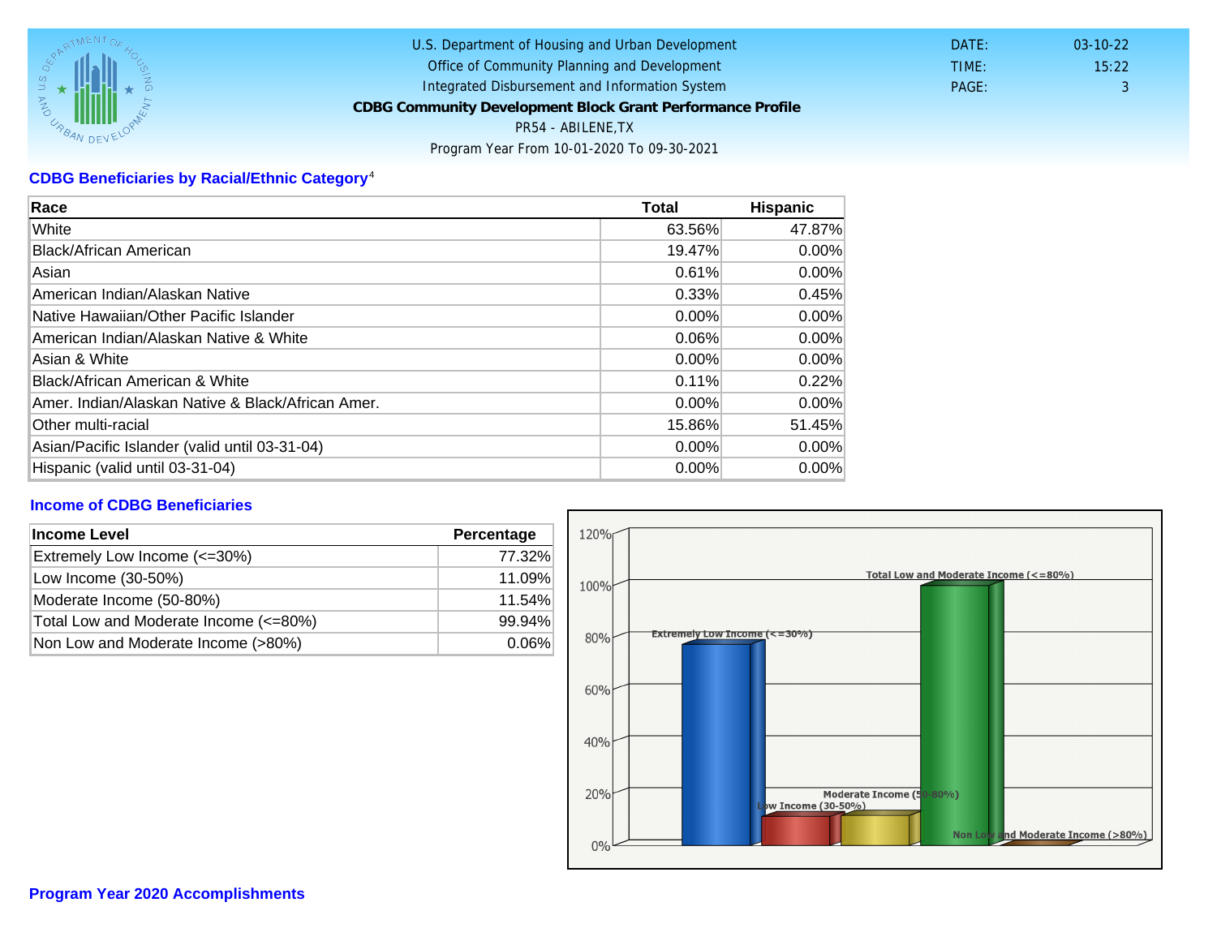U.S. Department of Housing and Urban Development
Office of Community Planning and Development
Integrated Disbursement and Information System

**CDBG Community Development Block Grant Performance Profile**

PR54 - ABILENE,TX

Program Year From 10-01-2020 To 09-30-2021

DATE: 03-10-22
TIME: 15:22
PAGE: 3

## CDBG Beneficiaries by Racial/Ethnic Category[4]

| Race | Total | Hispanic |
|---|---|---|
| White | 63.56% | 47.87% |
| Black/African American | 19.47% | 0.00% |
| Asian | 0.61% | 0.00% |
| American Indian/Alaskan Native | 0.33% | 0.45% |
| Native Hawaiian/Other Pacific Islander | 0.00% | 0.00% |
| American Indian/Alaskan Native & White | 0.06% | 0.00% |
| Asian & White | 0.00% | 0.00% |
| Black/African American & White | 0.11% | 0.22% |
| Amer. Indian/Alaskan Native & Black/African Amer. | 0.00% | 0.00% |
| Other multi-racial | 15.86% | 51.45% |
| Asian/Pacific Islander (valid until 03-31-04) | 0.00% | 0.00% |
| Hispanic (valid until 03-31-04) | 0.00% | 0.00% |

## Income of CDBG Beneficiaries

| Income Level | Percentage |
|---|---|
| Extremely Low Income (<=30%) | 77.32% |
| Low Income (30-50%) | 11.09% |
| Moderate Income (50-80%) | 11.54% |
| Total Low and Moderate Income (<=80%) | 99.94% |
| Non Low and Moderate Income (>80%) | 0.06% |

## Program Year 2020 Accomplishments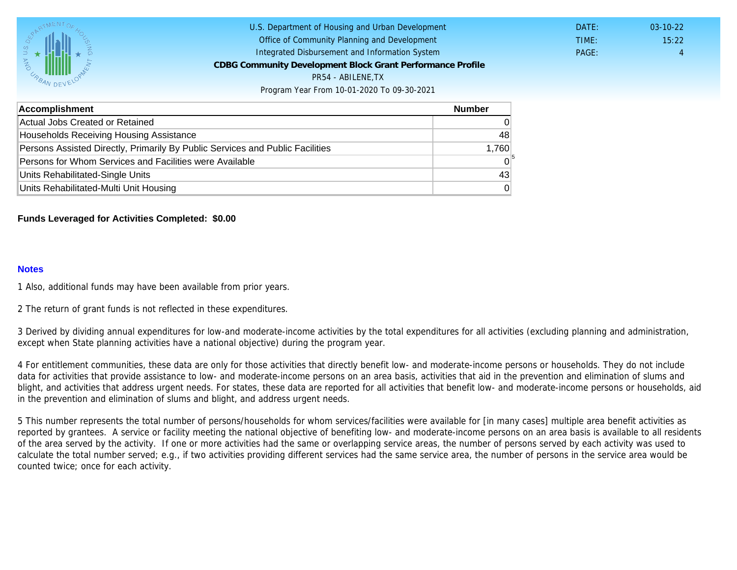| Accomplishment | Number |
|---|---|
| Actual Jobs Created or Retained | 0 |
| Households Receiving Housing Assistance | 48 |
| Persons Assisted Directly, Primarily By Public Services and Public Facilities | 1,760 |
| Persons for Whom Services and Facilities were Available | 0 [5] |
| Units Rehabilitated-Single Units | 43 |
| Units Rehabilitated-Multi Unit Housing | 0 |

**Funds Leveraged for Activities Completed: $0.00**

## Notes

1 Also, additional funds may have been available from prior years.

2 The return of grant funds is not reflected in these expenditures.

3 Derived by dividing annual expenditures for low-and moderate-income activities by the total expenditures for all activities (excluding planning and administration, except when State planning activities have a national objective) during the program year.

4 For entitlement communities, these data are only for those activities that directly benefit low- and moderate-income persons or households. They do not include data for activities that provide assistance to low- and moderate-income persons on an area basis, activities that aid in the prevention and elimination of slums and blight, and activities that address urgent needs. For states, these data are reported for all activities that benefit low- and moderate-income persons or households, aid in the prevention and elimination of slums and blight, and address urgent needs.

5 This number represents the total number of persons/households for whom services/facilities were available for [in many cases] multiple area benefit activities as reported by grantees. A service or facility meeting the national objective of benefiting low- and moderate-income persons on an area basis is available to all residents of the area served by the activity. If one or more activities had the same or overlapping service areas, the number of persons served by each activity was used to calculate the total number served; e.g., if two activities providing different services had the same service area, the number of persons in the service area would be counted twice; once for each activity.